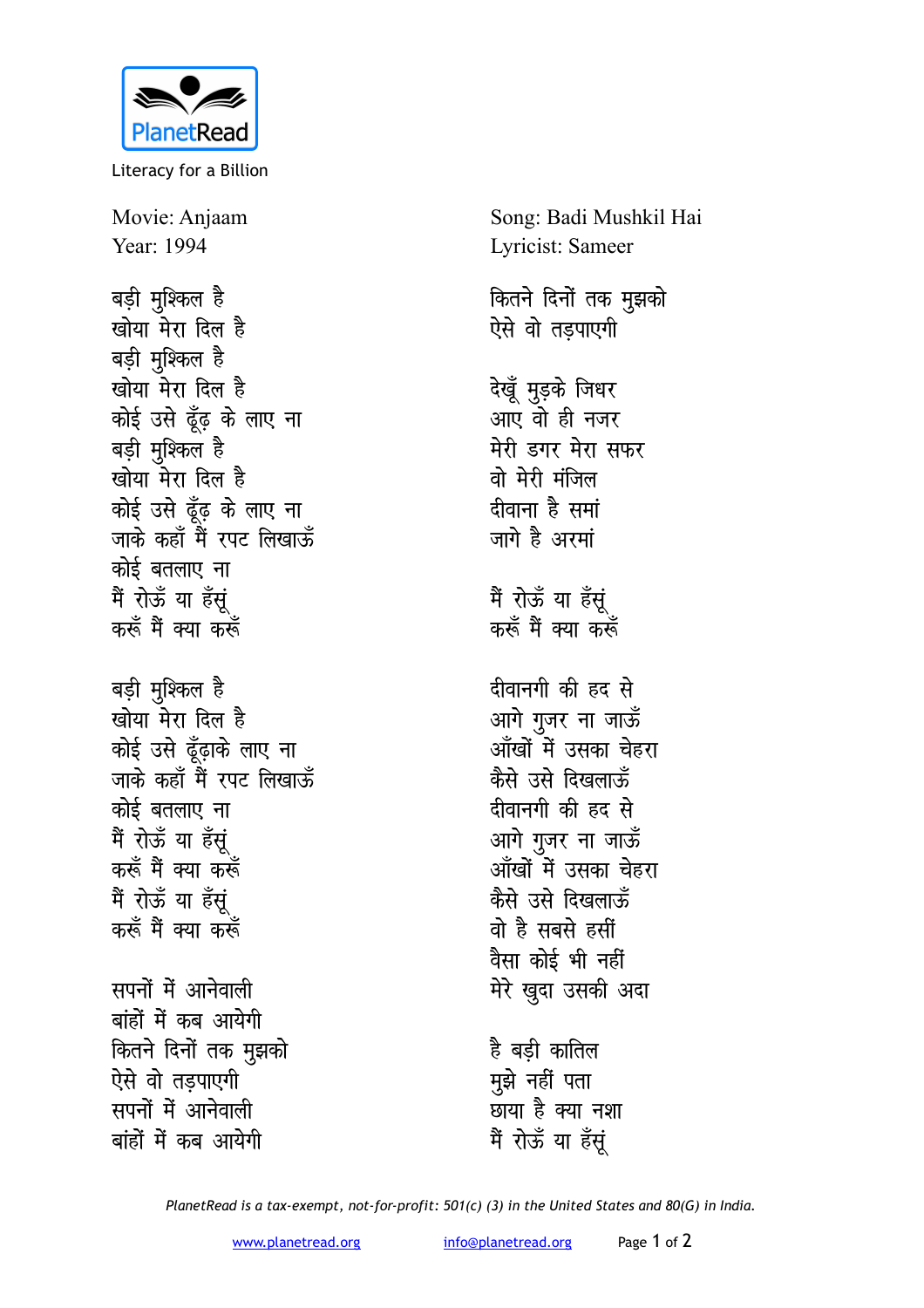Literacy for a Billion

Movie: Anjaam
Year: 1994

Song: Badi Mushkil Hai
Lyricist: Sameer

बड़ी मुश्किल है
खोया मेरा दिल है
बड़ी मुश्किल है
खोया मेरा दिल है
कोई उसे ढूँढ़ के लाए ना
बड़ी मुश्किल है
खोया मेरा दिल है
कोई उसे ढूँढ़ के लाए ना
जाके कहाँ मैं रपट लिखाऊँ
कोई बतलाए ना
मैं रोऊँ या हँसूं
करूँ मैं क्या करूँ

बड़ी मुश्किल है
खोया मेरा दिल है
कोई उसे ढूँढ़ाके लाए ना
जाके कहाँ मैं रपट लिखाऊँ
कोई बतलाए ना
मैं रोऊँ या हँसूं
करूँ मैं क्या करूँ
मैं रोऊँ या हँसूं
करूँ मैं क्या करूँ

सपनों में आनेवाली
बांहों में कब आयेगी
कितने दिनों तक मुझको
ऐसे वो तड़पाएगी
सपनों में आनेवाली
बांहों में कब आयेगी
कितने दिनों तक मुझको
ऐसे वो तड़पाएगी

देखूँ मुड़के जिधर
आए वो ही नजर
मेरी डगर मेरा सफर
वो मेरी मंजिल
दीवाना है समां
जागे है अरमां

मैं रोऊँ या हँसूं
करूँ मैं क्या करूँ

दीवानगी की हद से
आगे गुजर ना जाऊँ
आँखों में उसका चेहरा
कैसे उसे दिखलाऊँ
दीवानगी की हद से
आगे गुजर ना जाऊँ
आँखों में उसका चेहरा
कैसे उसे दिखलाऊँ
वो है सबसे हसीं
वैसा कोई भी नहीं
मेरे खुदा उसकी अदा

है बड़ी कातिल
मुझे नहीं पता
छाया है क्या नशा
मैं रोऊँ या हँसूं

*PlanetRead is a tax-exempt, not-for-profit: 501(c) (3) in the United States and 80(G) in India.*

www.planetread.org info@planetread.org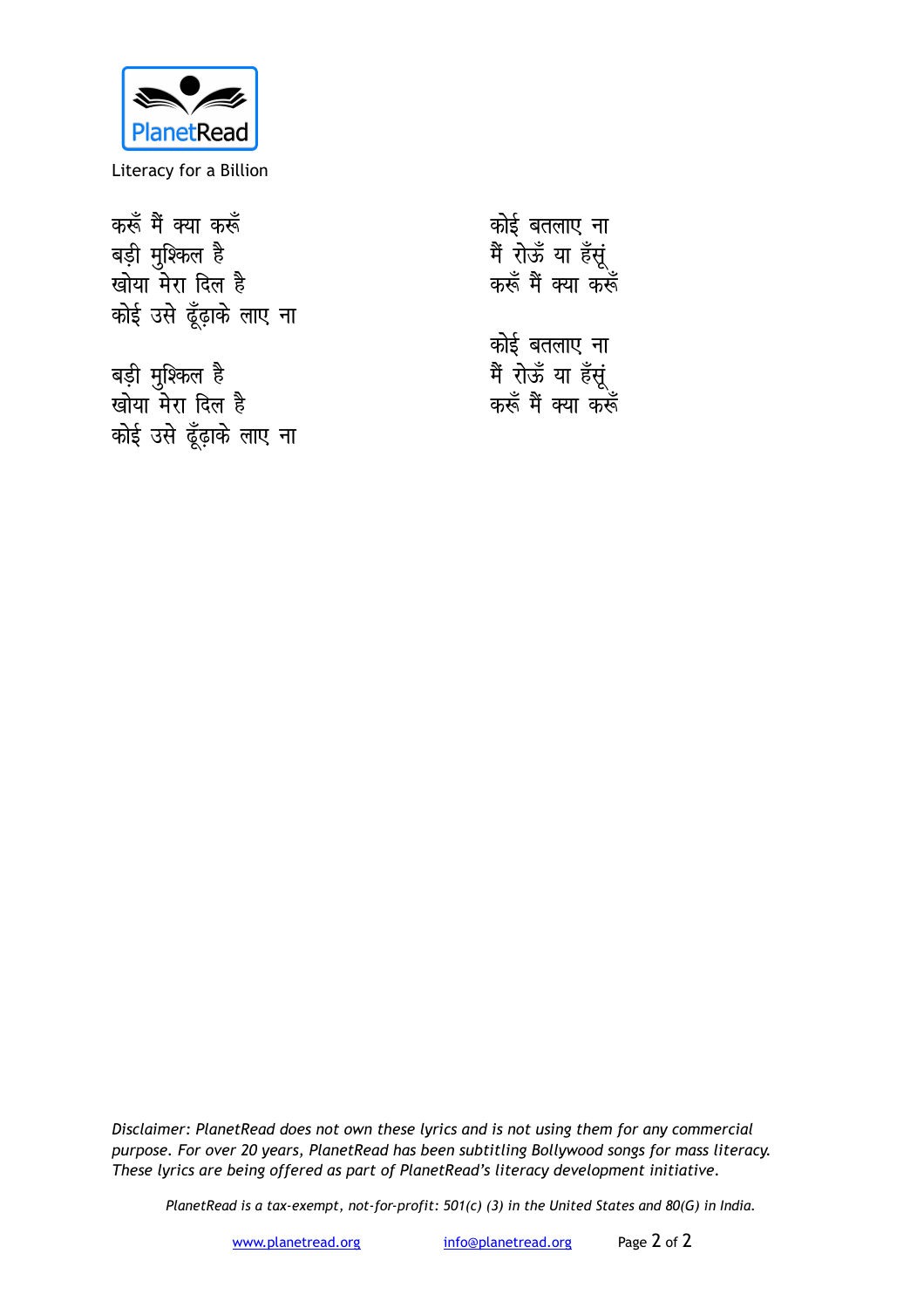Literacy for a Billion

करूँ मैं क्या करूँ
बड़ी मुश्किल है
खोया मेरा दिल है
कोई उसे ढूँढ़के लाए ना

बड़ी मुश्किल है
खोया मेरा दिल है
कोई उसे ढूँढ़के लाए ना

कोई बतलाए ना
मैं रोऊँ या हँसूं
करूँ मैं क्या करूँ

कोई बतलाए ना
मैं रोऊँ या हँसूं
करूँ मैं क्या करूँ

*Disclaimer: PlanetRead does not own these lyrics and is not using them for any commercial purpose. For over 20 years, PlanetRead has been subtitling Bollywood songs for mass literacy. These lyrics are being offered as part of PlanetRead's literacy development initiative.*

*PlanetRead is a tax-exempt, not-for-profit: 501(c) (3) in the United States and 80(G) in India.*

www.planetread.org info@planetread.org